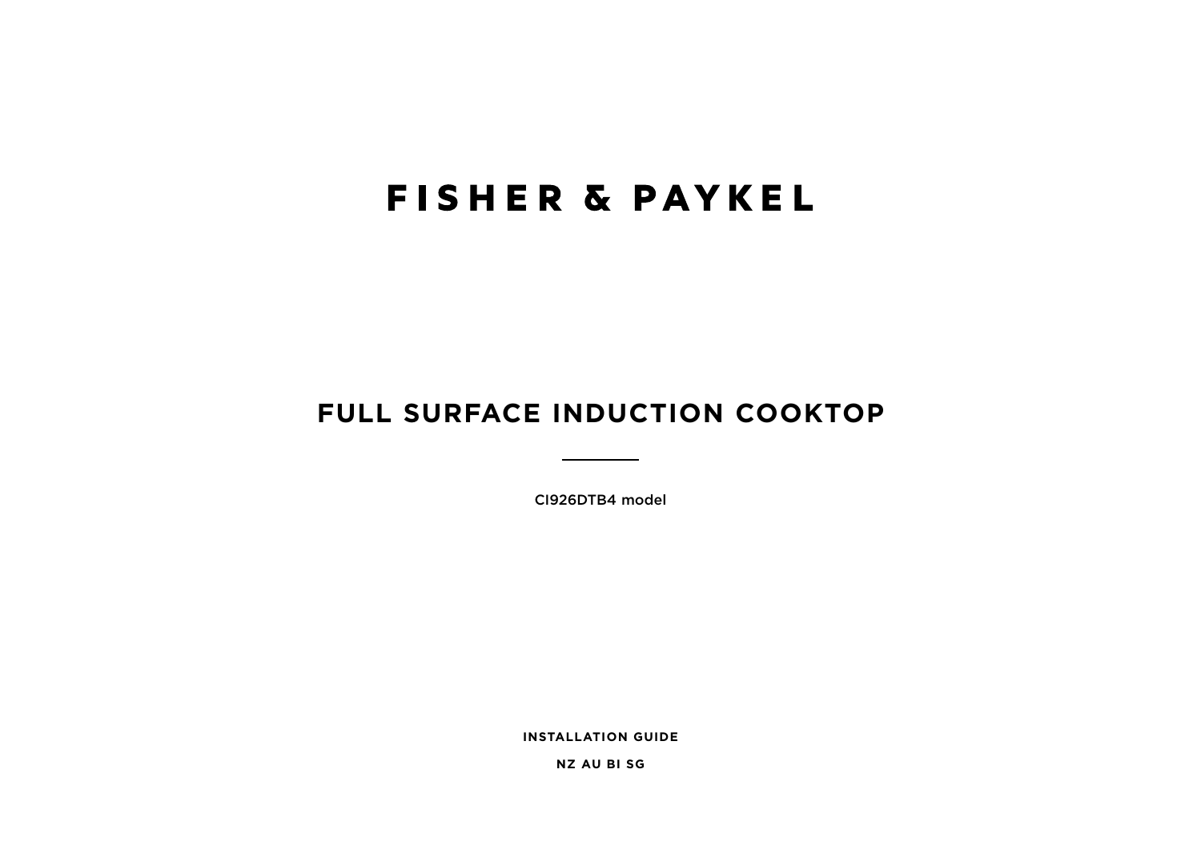# FISHER & PAYKEL

## FULL SURFACE INDUCTION COOKTOP

CI926DTB4 model

**INSTALLATION GUIDE**

**NZ AU BI SG**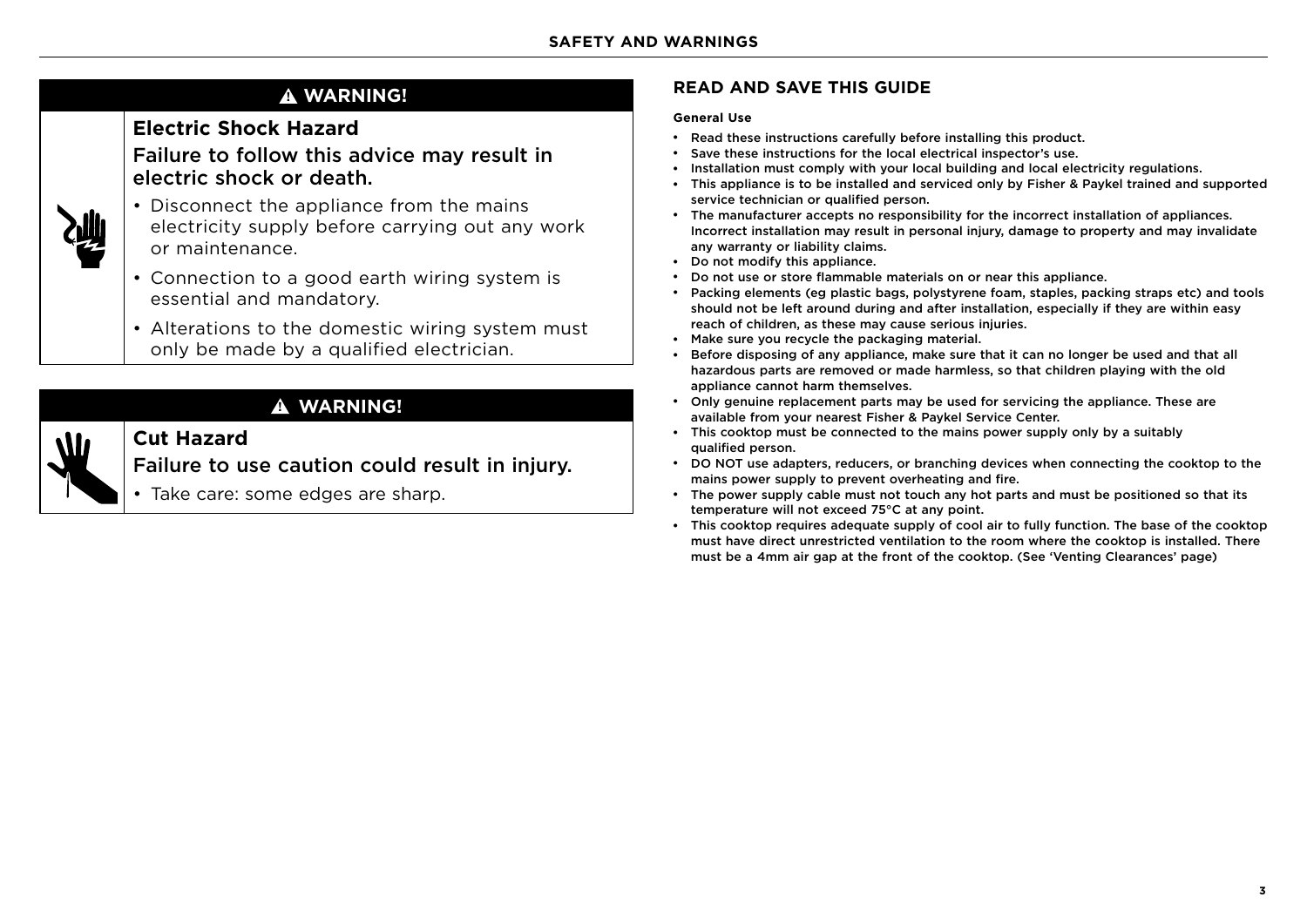## ⚠ WARNING!

### Electric Shock Hazard

Failure to follow this advice may result in electric shock or death.

- Disconnect the appliance from the mains electricity supply before carrying out any work or maintenance.
- Connection to a good earth wiring system is essential and mandatory.
- Alterations to the domestic wiring system must only be made by a qualified electrician.

## ⚠ WARNING!

### Cut Hazard

Failure to use caution could result in injury.

- Take care: some edges are sharp.

## READ AND SAVE THIS GUIDE

**General Use**

- Read these instructions carefully before installing this product.
- Save these instructions for the local electrical inspector's use.
- Installation must comply with your local building and local electricity regulations.
- This appliance is to be installed and serviced only by Fisher & Paykel trained and supported service technician or qualified person.
- The manufacturer accepts no responsibility for the incorrect installation of appliances. Incorrect installation may result in personal injury, damage to property and may invalidate any warranty or liability claims.
- Do not modify this appliance.
- Do not use or store flammable materials on or near this appliance.
- Packing elements (eg plastic bags, polystyrene foam, staples, packing straps etc) and tools should not be left around during and after installation, especially if they are within easy reach of children, as these may cause serious injuries.
- Make sure you recycle the packaging material.
- Before disposing of any appliance, make sure that it can no longer be used and that all hazardous parts are removed or made harmless, so that children playing with the old appliance cannot harm themselves.
- Only genuine replacement parts may be used for servicing the appliance. These are available from your nearest Fisher & Paykel Service Center.
- This cooktop must be connected to the mains power supply only by a suitably qualified person.
- DO NOT use adapters, reducers, or branching devices when connecting the cooktop to the mains power supply to prevent overheating and fire.
- The power supply cable must not touch any hot parts and must be positioned so that its temperature will not exceed 75°C at any point.
- This cooktop requires adequate supply of cool air to fully function. The base of the cooktop must have direct unrestricted ventilation to the room where the cooktop is installed. There must be a 4mm air gap at the front of the cooktop. (See 'Venting Clearances' page)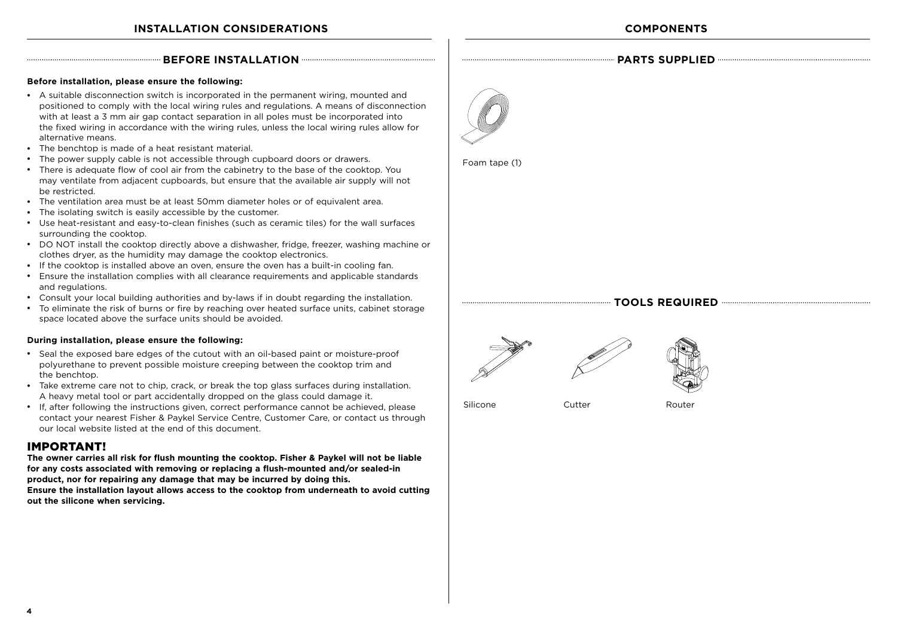## INSTALLATION CONSIDERATIONS

### BEFORE INSTALLATION

**Before installation, please ensure the following:**

- A suitable disconnection switch is incorporated in the permanent wiring, mounted and positioned to comply with the local wiring rules and regulations. A means of disconnection with at least a 3 mm air gap contact separation in all poles must be incorporated into the fixed wiring in accordance with the wiring rules, unless the local wiring rules allow for alternative means.
- The benchtop is made of a heat resistant material.
- The power supply cable is not accessible through cupboard doors or drawers.
- There is adequate flow of cool air from the cabinetry to the base of the cooktop. You may ventilate from adjacent cupboards, but ensure that the available air supply will not be restricted.
- The ventilation area must be at least 50mm diameter holes or of equivalent area.
- The isolating switch is easily accessible by the customer.
- Use heat-resistant and easy-to-clean finishes (such as ceramic tiles) for the wall surfaces surrounding the cooktop.
- DO NOT install the cooktop directly above a dishwasher, fridge, freezer, washing machine or clothes dryer, as the humidity may damage the cooktop electronics.
- If the cooktop is installed above an oven, ensure the oven has a built-in cooling fan.
- Ensure the installation complies with all clearance requirements and applicable standards and regulations.
- Consult your local building authorities and by-laws if in doubt regarding the installation.
- To eliminate the risk of burns or fire by reaching over heated surface units, cabinet storage space located above the surface units should be avoided.

**During installation, please ensure the following:**

- Seal the exposed bare edges of the cutout with an oil-based paint or moisture-proof polyurethane to prevent possible moisture creeping between the cooktop trim and the benchtop.
- Take extreme care not to chip, crack, or break the top glass surfaces during installation. A heavy metal tool or part accidentally dropped on the glass could damage it.
- If, after following the instructions given, correct performance cannot be achieved, please contact your nearest Fisher & Paykel Service Centre, Customer Care, or contact us through our local website listed at the end of this document.

## IMPORTANT!

**The owner carries all risk for flush mounting the cooktop. Fisher & Paykel will not be liable for any costs associated with removing or replacing a flush-mounted and/or sealed-in product, nor for repairing any damage that may be incurred by doing this.**
**Ensure the installation layout allows access to the cooktop from underneath to avoid cutting out the silicone when servicing.**

## COMPONENTS

### PARTS SUPPLIED

Foam tape (1)

### TOOLS REQUIRED

Silicone

Cutter

Router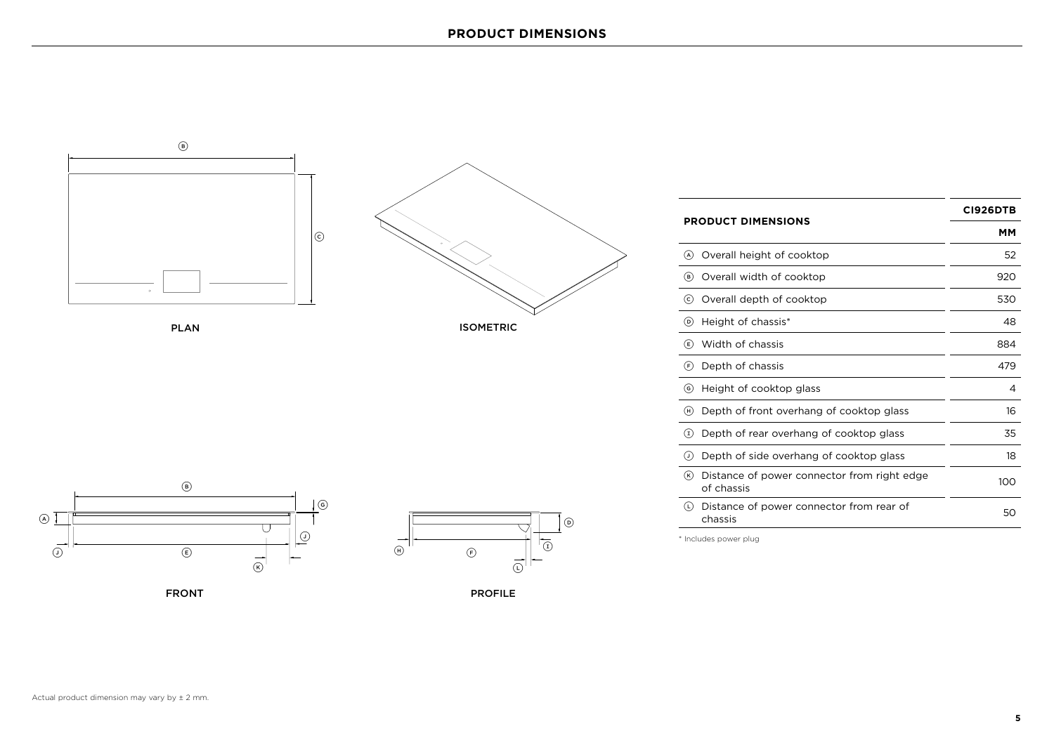# PRODUCT DIMENSIONS

PLAN

ISOMETRIC

FRONT

PROFILE

| PRODUCT DIMENSIONS | CI926DTB |
|---|---|
| | MM |
| Ⓐ Overall height of cooktop | 52 |
| Ⓑ Overall width of cooktop | 920 |
| Ⓒ Overall depth of cooktop | 530 |
| Ⓓ Height of chassis* | 48 |
| Ⓔ Width of chassis | 884 |
| Ⓕ Depth of chassis | 479 |
| Ⓖ Height of cooktop glass | 4 |
| Ⓗ Depth of front overhang of cooktop glass | 16 |
| Ⓘ Depth of rear overhang of cooktop glass | 35 |
| Ⓙ Depth of side overhang of cooktop glass | 18 |
| Ⓚ Distance of power connector from right edge of chassis | 100 |
| Ⓛ Distance of power connector from rear of chassis | 50 |

* Includes power plug

Actual product dimension may vary by ± 2 mm.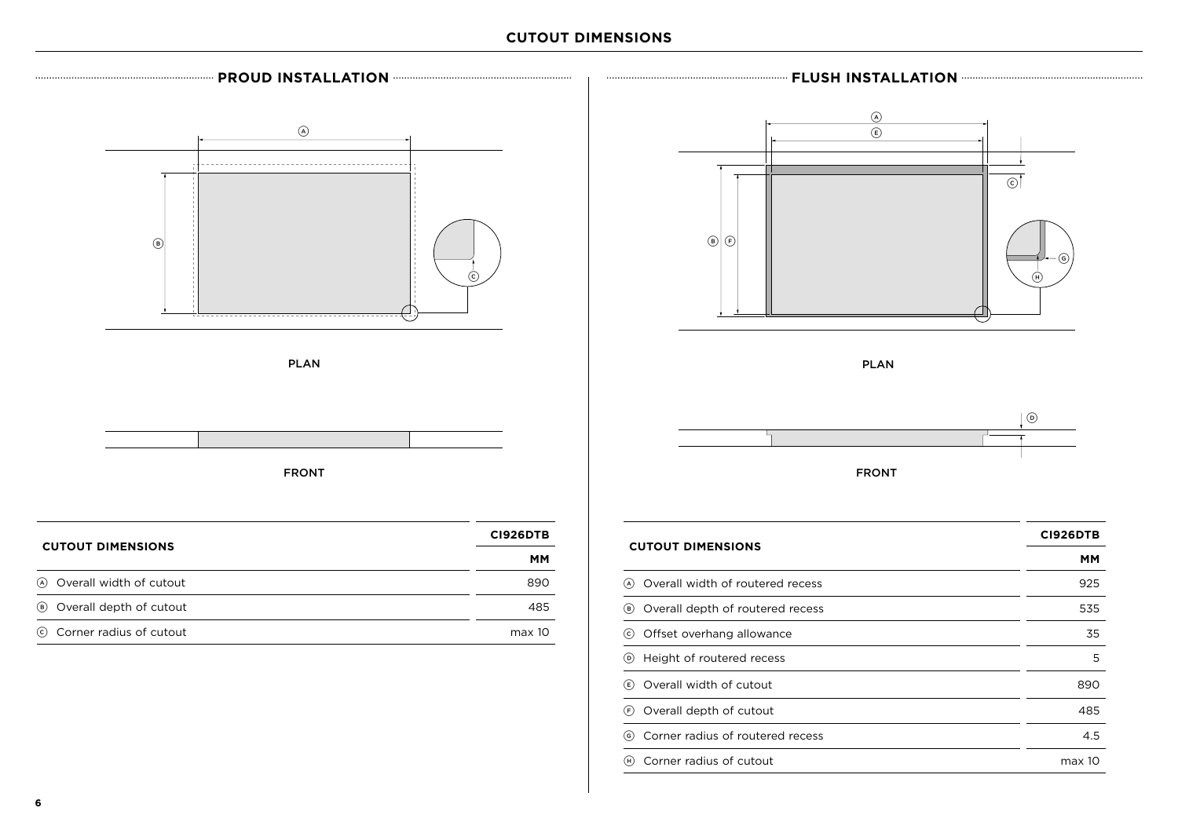# CUTOUT DIMENSIONS

## PROUD INSTALLATION

PLAN

FRONT

| CUTOUT DIMENSIONS | CI926DTB |
|---|---|
| | MM |
| Ⓐ Overall width of cutout | 890 |
| Ⓑ Overall depth of cutout | 485 |
| Ⓒ Corner radius of cutout | max 10 |

## FLUSH INSTALLATION

PLAN

FRONT

| CUTOUT DIMENSIONS | CI926DTB |
|---|---|
| | MM |
| Ⓐ Overall width of routered recess | 925 |
| Ⓑ Overall depth of routered recess | 535 |
| Ⓒ Offset overhang allowance | 35 |
| Ⓓ Height of routered recess | 5 |
| Ⓔ Overall width of cutout | 890 |
| Ⓕ Overall depth of cutout | 485 |
| Ⓖ Corner radius of routered recess | 4.5 |
| Ⓗ Corner radius of cutout | max 10 |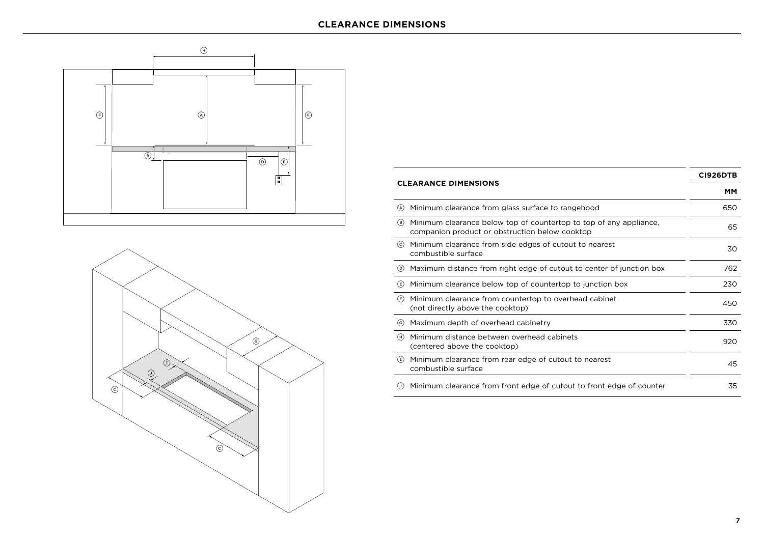## CLEARANCE DIMENSIONS

| CLEARANCE DIMENSIONS | CI926DTB |
|---|---|
| | MM |
| Ⓐ Minimum clearance from glass surface to rangehood | 650 |
| Ⓑ Minimum clearance below top of countertop to top of any appliance, companion product or obstruction below cooktop | 65 |
| Ⓒ Minimum clearance from side edges of cutout to nearest combustible surface | 30 |
| Ⓓ Maximum distance from right edge of cutout to center of junction box | 762 |
| Ⓔ Minimum clearance below top of countertop to junction box | 230 |
| Ⓕ Minimum clearance from countertop to overhead cabinet (not directly above the cooktop) | 450 |
| Ⓖ Maximum depth of overhead cabinetry | 330 |
| Ⓗ Minimum distance between overhead cabinets (centered above the cooktop) | 920 |
| Ⓘ Minimum clearance from rear edge of cutout to nearest combustible surface | 45 |
| Ⓙ Minimum clearance from front edge of cutout to front edge of counter | 35 |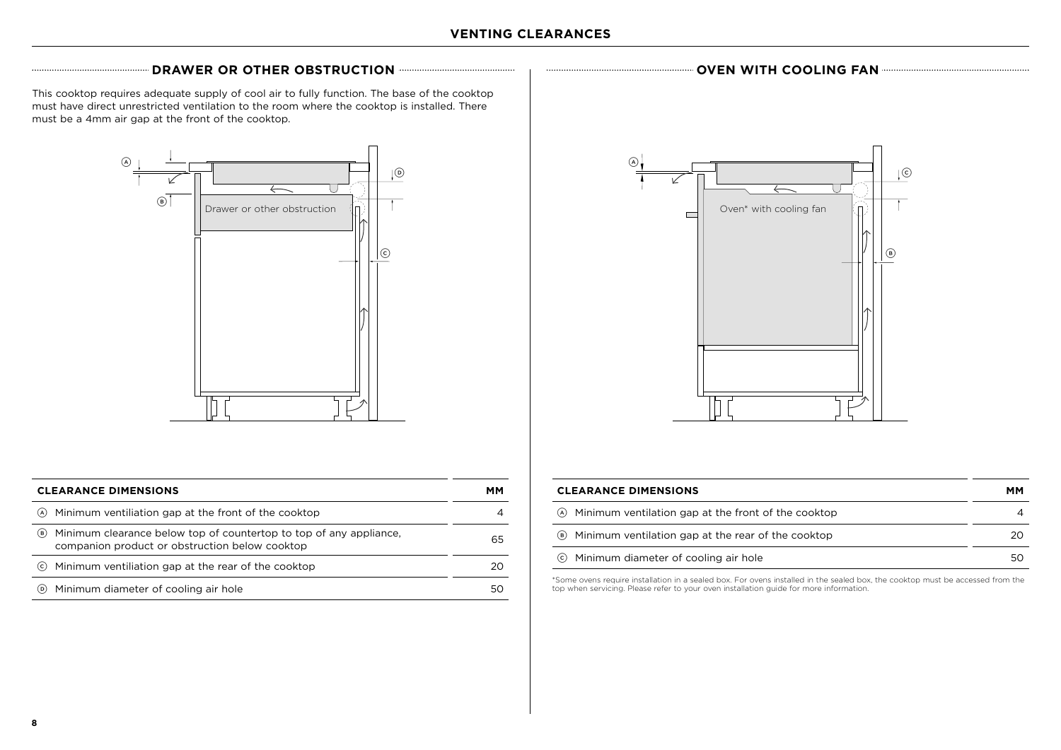# VENTING CLEARANCES

## DRAWER OR OTHER OBSTRUCTION

This cooktop requires adequate supply of cool air to fully function. The base of the cooktop must have direct unrestricted ventilation to the room where the cooktop is installed. There must be a 4mm air gap at the front of the cooktop.

| CLEARANCE DIMENSIONS | MM |
|---|---|
| Ⓐ Minimum ventiliation gap at the front of the cooktop | 4 |
| Ⓑ Minimum clearance below top of countertop to top of any appliance, companion product or obstruction below cooktop | 65 |
| Ⓒ Minimum ventiliation gap at the rear of the cooktop | 20 |
| Ⓓ Minimum diameter of cooling air hole | 50 |

## OVEN WITH COOLING FAN

| CLEARANCE DIMENSIONS | MM |
|---|---|
| Ⓐ Minimum ventiliation gap at the front of the cooktop | 4 |
| Ⓑ Minimum ventilation gap at the rear of the cooktop | 20 |
| Ⓒ Minimum diameter of cooling air hole | 50 |

*Some ovens require installation in a sealed box. For ovens installed in the sealed box, the cooktop must be accessed from the top when servicing. Please refer to your oven installation guide for more information.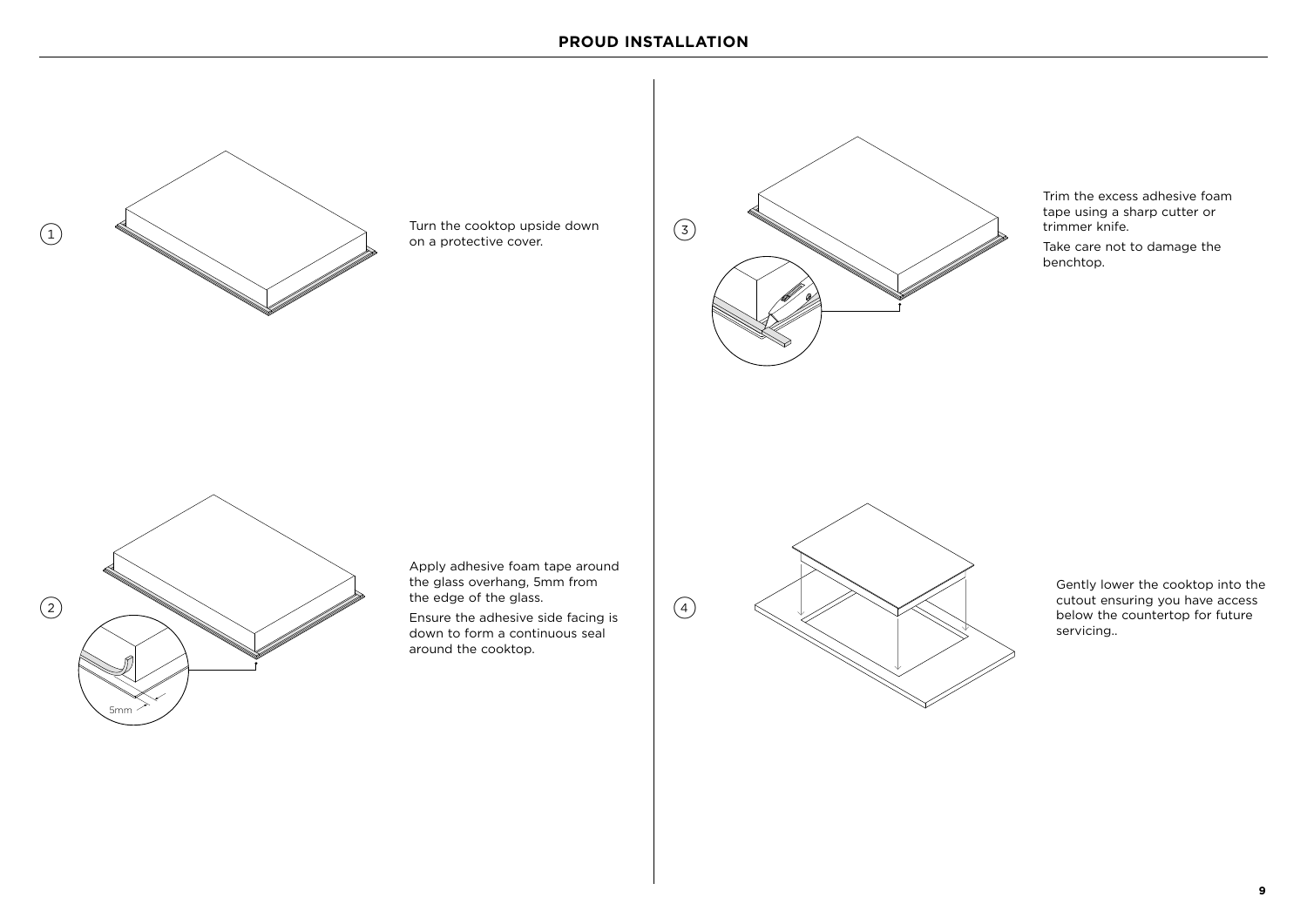## PROUD INSTALLATION

1. Turn the cooktop upside down on a protective cover.

2. Apply adhesive foam tape around the glass overhang, 5mm from the edge of the glass.

   Ensure the adhesive side facing is down to form a continuous seal around the cooktop.

   5mm

3. Trim the excess adhesive foam tape using a sharp cutter or trimmer knife.

   Take care not to damage the benchtop.

4. Gently lower the cooktop into the cutout ensuring you have access below the countertop for future servicing..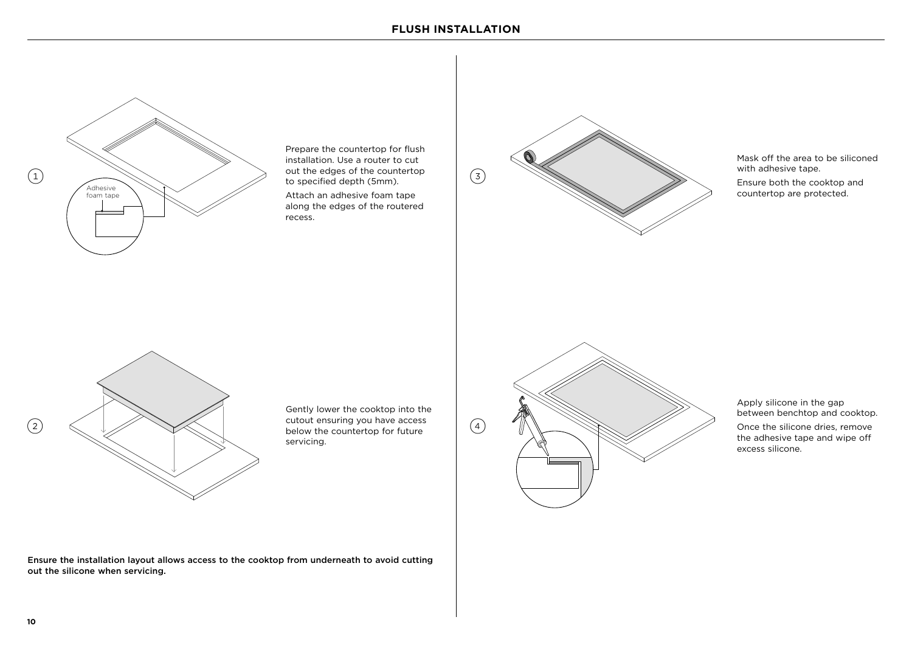# FLUSH INSTALLATION

1

Adhesive foam tape

Prepare the countertop for flush installation. Use a router to cut out the edges of the countertop to specified depth (5mm).

Attach an adhesive foam tape along the edges of the routered recess.

2

Gently lower the cooktop into the cutout ensuring you have access below the countertop for future servicing.

**Ensure the installation layout allows access to the cooktop from underneath to avoid cutting out the silicone when servicing.**

3

Mask off the area to be siliconed with adhesive tape.

Ensure both the cooktop and countertop are protected.

4

Apply silicone in the gap between benchtop and cooktop.

Once the silicone dries, remove the adhesive tape and wipe off excess silicone.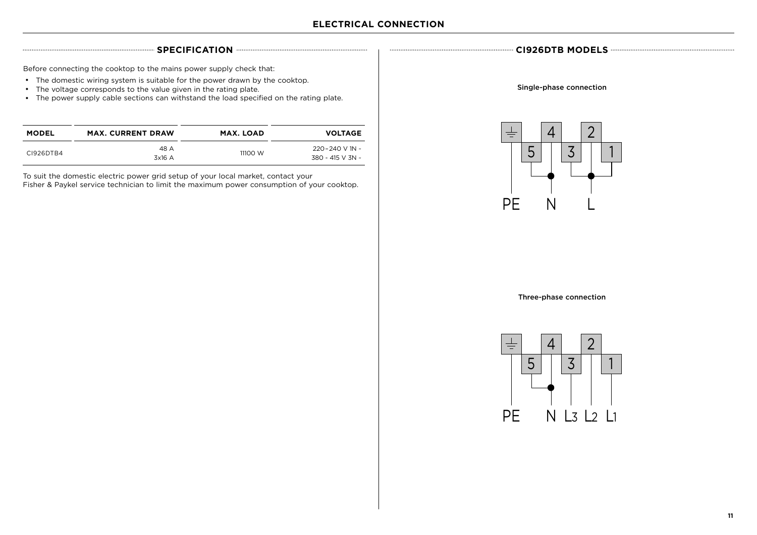# ELECTRICAL CONNECTION

## SPECIFICATION

Before connecting the cooktop to the mains power supply check that:

- The domestic wiring system is suitable for the power drawn by the cooktop.
- The voltage corresponds to the value given in the rating plate.
- The power supply cable sections can withstand the load specified on the rating plate.

| MODEL | MAX. CURRENT DRAW | MAX. LOAD | VOLTAGE |
|---|---|---|---|
| CI926DTB4 | 48 A<br>3x16 A | 11100 W | 220–240 V 1N -<br>380 - 415 V 3N - |

To suit the domestic electric power grid setup of your local market, contact your Fisher & Paykel service technician to limit the maximum power consumption of your cooktop.

## CI926DTB MODELS

Single-phase connection

⏚ 4 2
5 3 1

PE N L

Three-phase connection

⏚ 4 2
5 3 1

PE N L3 L2 L1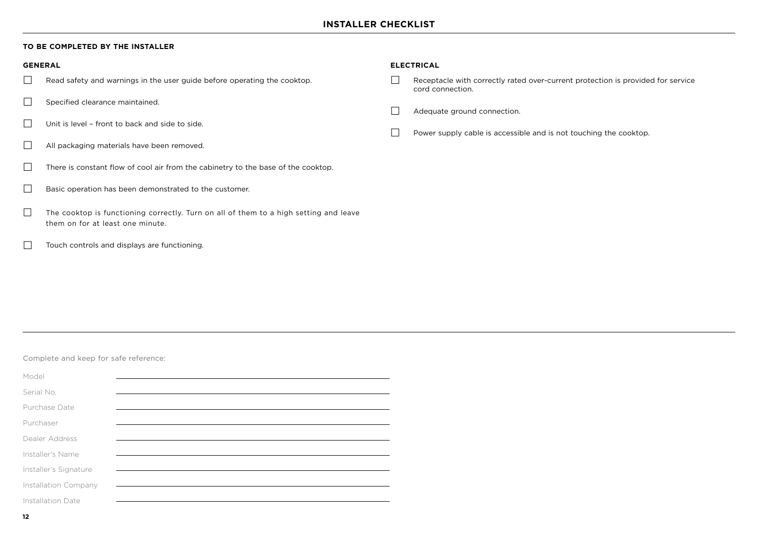# INSTALLER CHECKLIST

**TO BE COMPLETED BY THE INSTALLER**

## GENERAL

- ☐ Read safety and warnings in the user guide before operating the cooktop.
- ☐ Specified clearance maintained.
- ☐ Unit is level – front to back and side to side.
- ☐ All packaging materials have been removed.
- ☐ There is constant flow of cool air from the cabinetry to the base of the cooktop.
- ☐ Basic operation has been demonstrated to the customer.
- ☐ The cooktop is functioning correctly. Turn on all of them to a high setting and leave them on for at least one minute.
- ☐ Touch controls and displays are functioning.

## ELECTRICAL

- ☐ Receptacle with correctly rated over-current protection is provided for service cord connection.
- ☐ Adequate ground connection.
- ☐ Power supply cable is accessible and is not touching the cooktop.

---

Complete and keep for safe reference:

Model ______________________________

Serial No. ______________________________

Purchase Date ______________________________

Purchaser ______________________________

Dealer Address ______________________________

Installer's Name ______________________________

Installer's Signature ______________________________

Installation Company ______________________________

Installation Date ______________________________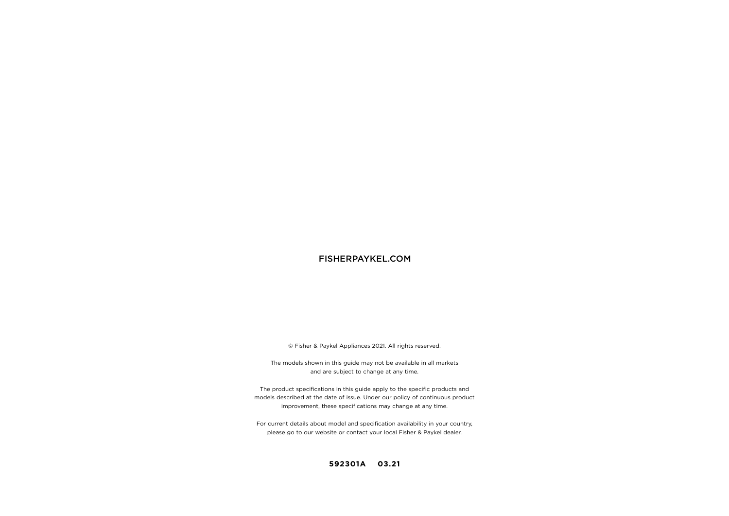FISHERPAYKEL.COM

© Fisher & Paykel Appliances 2021. All rights reserved.

The models shown in this guide may not be available in all markets and are subject to change at any time.

The product specifications in this guide apply to the specific products and models described at the date of issue. Under our policy of continuous product improvement, these specifications may change at any time.

For current details about model and specification availability in your country, please go to our website or contact your local Fisher & Paykel dealer.

**592301A 03.21**